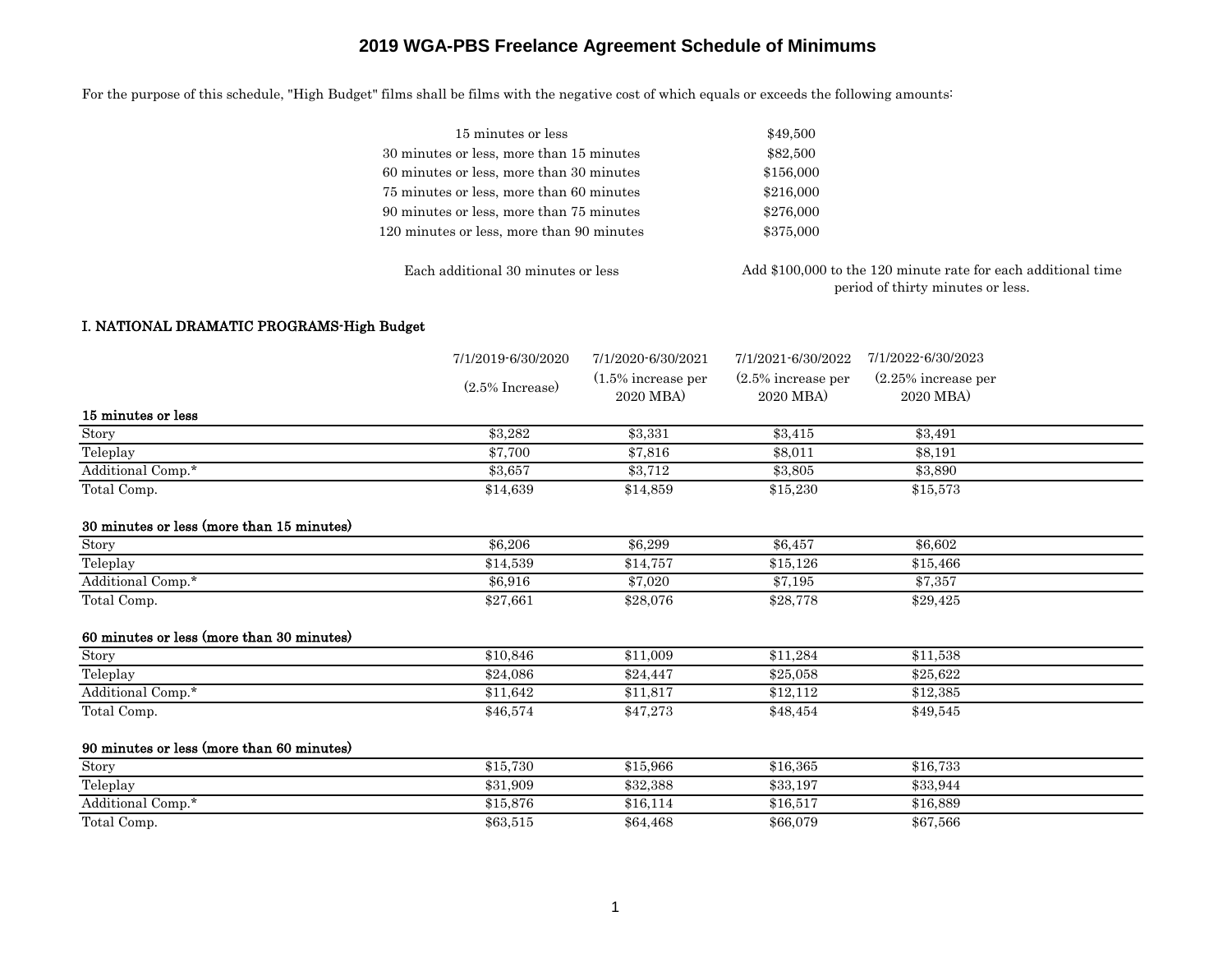# 2019 WGA-PBS Freelance Agreement Schedule of Minimums

For the purpose of this schedule, "High Budget" films shall be films with the negative cost of which equals or exceeds the following amounts:

| | |
|---|---|
| 15 minutes or less | $49,500 |
| 30 minutes or less, more than 15 minutes | $82,500 |
| 60 minutes or less, more than 30 minutes | $156,000 |
| 75 minutes or less, more than 60 minutes | $216,000 |
| 90 minutes or less, more than 75 minutes | $276,000 |
| 120 minutes or less, more than 90 minutes | $375,000 |
| Each additional 30 minutes or less | Add $100,000 to the 120 minute rate for each additional time period of thirty minutes or less. |

## I. NATIONAL DRAMATIC PROGRAMS-High Budget

| | 7/1/2019-6/30/2020 (2.5% Increase) | 7/1/2020-6/30/2021 (1.5% increase per 2020 MBA) | 7/1/2021-6/30/2022 (2.5% increase per 2020 MBA) | 7/1/2022-6/30/2023 (2.25% increase per 2020 MBA) |
|---|---|---|---|---|
| **15 minutes or less** | | | | |
| Story | $3,282 | $3,331 | $3,415 | $3,491 |
| Teleplay | $7,700 | $7,816 | $8,011 | $8,191 |
| Additional Comp.* | $3,657 | $3,712 | $3,805 | $3,890 |
| Total Comp. | $14,639 | $14,859 | $15,230 | $15,573 |
| **30 minutes or less (more than 15 minutes)** | | | | |
| Story | $6,206 | $6,299 | $6,457 | $6,602 |
| Teleplay | $14,539 | $14,757 | $15,126 | $15,466 |
| Additional Comp.* | $6,916 | $7,020 | $7,195 | $7,357 |
| Total Comp. | $27,661 | $28,076 | $28,778 | $29,425 |
| **60 minutes or less (more than 30 minutes)** | | | | |
| Story | $10,846 | $11,009 | $11,284 | $11,538 |
| Teleplay | $24,086 | $24,447 | $25,058 | $25,622 |
| Additional Comp.* | $11,642 | $11,817 | $12,112 | $12,385 |
| Total Comp. | $46,574 | $47,273 | $48,454 | $49,545 |
| **90 minutes or less (more than 60 minutes)** | | | | |
| Story | $15,730 | $15,966 | $16,365 | $16,733 |
| Teleplay | $31,909 | $32,388 | $33,197 | $33,944 |
| Additional Comp.* | $15,876 | $16,114 | $16,517 | $16,889 |
| Total Comp. | $63,515 | $64,468 | $66,079 | $67,566 |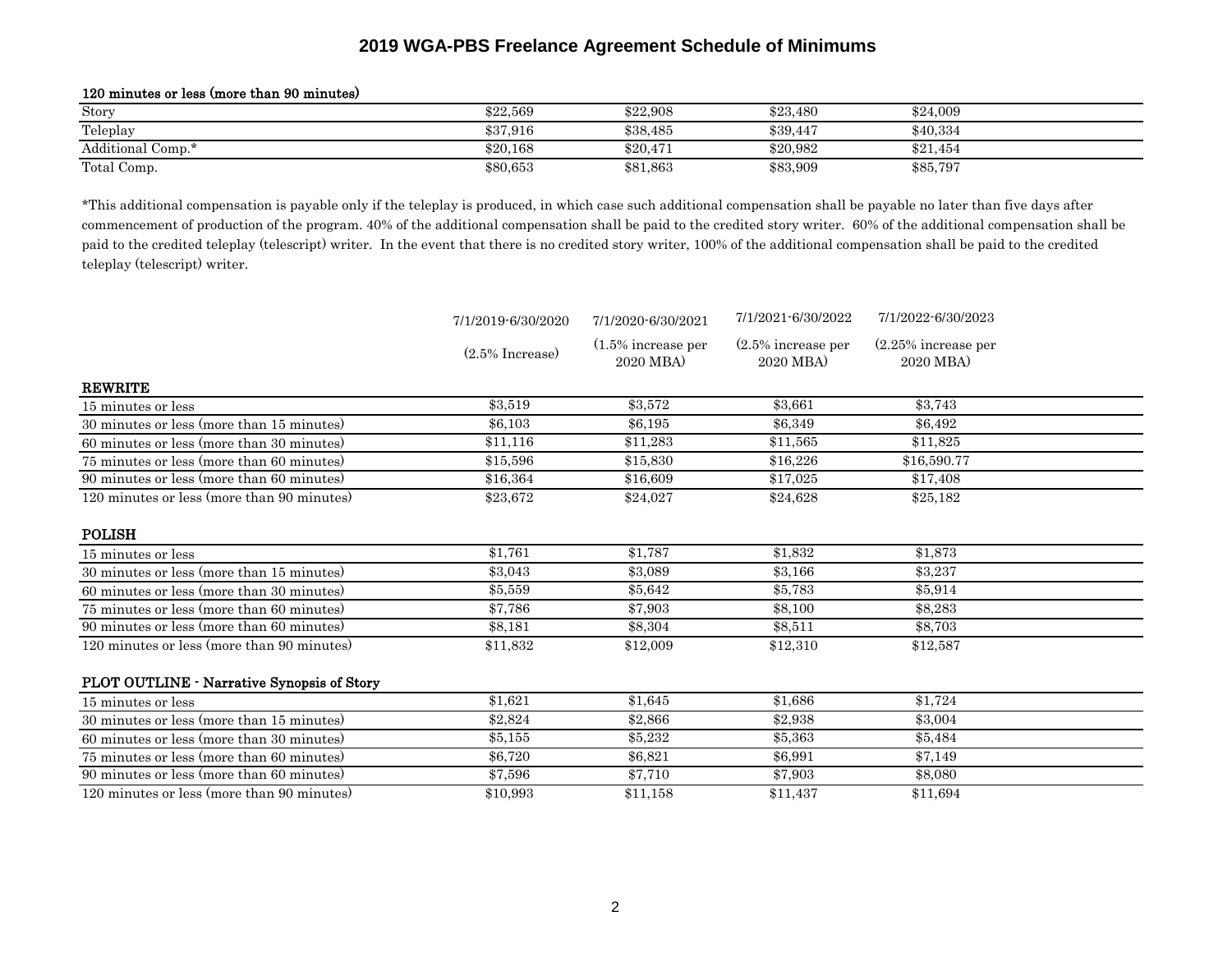# 2019 WGA-PBS Freelance Agreement Schedule of Minimums

**120 minutes or less (more than 90 minutes)**

| | | | | |
|---|---|---|---|---|
| Story | $22,569 | $22,908 | $23,480 | $24,009 |
| Teleplay | $37,916 | $38,485 | $39,447 | $40,334 |
| Additional Comp.* | $20,168 | $20,471 | $20,982 | $21,454 |
| Total Comp. | $80,653 | $81,863 | $83,909 | $85,797 |

*This additional compensation is payable only if the teleplay is produced, in which case such additional compensation shall be payable no later than five days after commencement of production of the program. 40% of the additional compensation shall be paid to the credited story writer. 60% of the additional compensation shall be paid to the credited teleplay (telescript) writer. In the event that there is no credited story writer, 100% of the additional compensation shall be paid to the credited teleplay (telescript) writer.

| | 7/1/2019-6/30/2020 (2.5% Increase) | 7/1/2020-6/30/2021 (1.5% increase per 2020 MBA) | 7/1/2021-6/30/2022 (2.5% increase per 2020 MBA) | 7/1/2022-6/30/2023 (2.25% increase per 2020 MBA) |
|---|---|---|---|---|
| **REWRITE** | | | | |
| 15 minutes or less | $3,519 | $3,572 | $3,661 | $3,743 |
| 30 minutes or less (more than 15 minutes) | $6,103 | $6,195 | $6,349 | $6,492 |
| 60 minutes or less (more than 30 minutes) | $11,116 | $11,283 | $11,565 | $11,825 |
| 75 minutes or less (more than 60 minutes) | $15,596 | $15,830 | $16,226 | $16,590.77 |
| 90 minutes or less (more than 60 minutes) | $16,364 | $16,609 | $17,025 | $17,408 |
| 120 minutes or less (more than 90 minutes) | $23,672 | $24,027 | $24,628 | $25,182 |
| **POLISH** | | | | |
| 15 minutes or less | $1,761 | $1,787 | $1,832 | $1,873 |
| 30 minutes or less (more than 15 minutes) | $3,043 | $3,089 | $3,166 | $3,237 |
| 60 minutes or less (more than 30 minutes) | $5,559 | $5,642 | $5,783 | $5,914 |
| 75 minutes or less (more than 60 minutes) | $7,786 | $7,903 | $8,100 | $8,283 |
| 90 minutes or less (more than 60 minutes) | $8,181 | $8,304 | $8,511 | $8,703 |
| 120 minutes or less (more than 90 minutes) | $11,832 | $12,009 | $12,310 | $12,587 |
| **PLOT OUTLINE - Narrative Synopsis of Story** | | | | |
| 15 minutes or less | $1,621 | $1,645 | $1,686 | $1,724 |
| 30 minutes or less (more than 15 minutes) | $2,824 | $2,866 | $2,938 | $3,004 |
| 60 minutes or less (more than 30 minutes) | $5,155 | $5,232 | $5,363 | $5,484 |
| 75 minutes or less (more than 60 minutes) | $6,720 | $6,821 | $6,991 | $7,149 |
| 90 minutes or less (more than 60 minutes) | $7,596 | $7,710 | $7,903 | $8,080 |
| 120 minutes or less (more than 90 minutes) | $10,993 | $11,158 | $11,437 | $11,694 |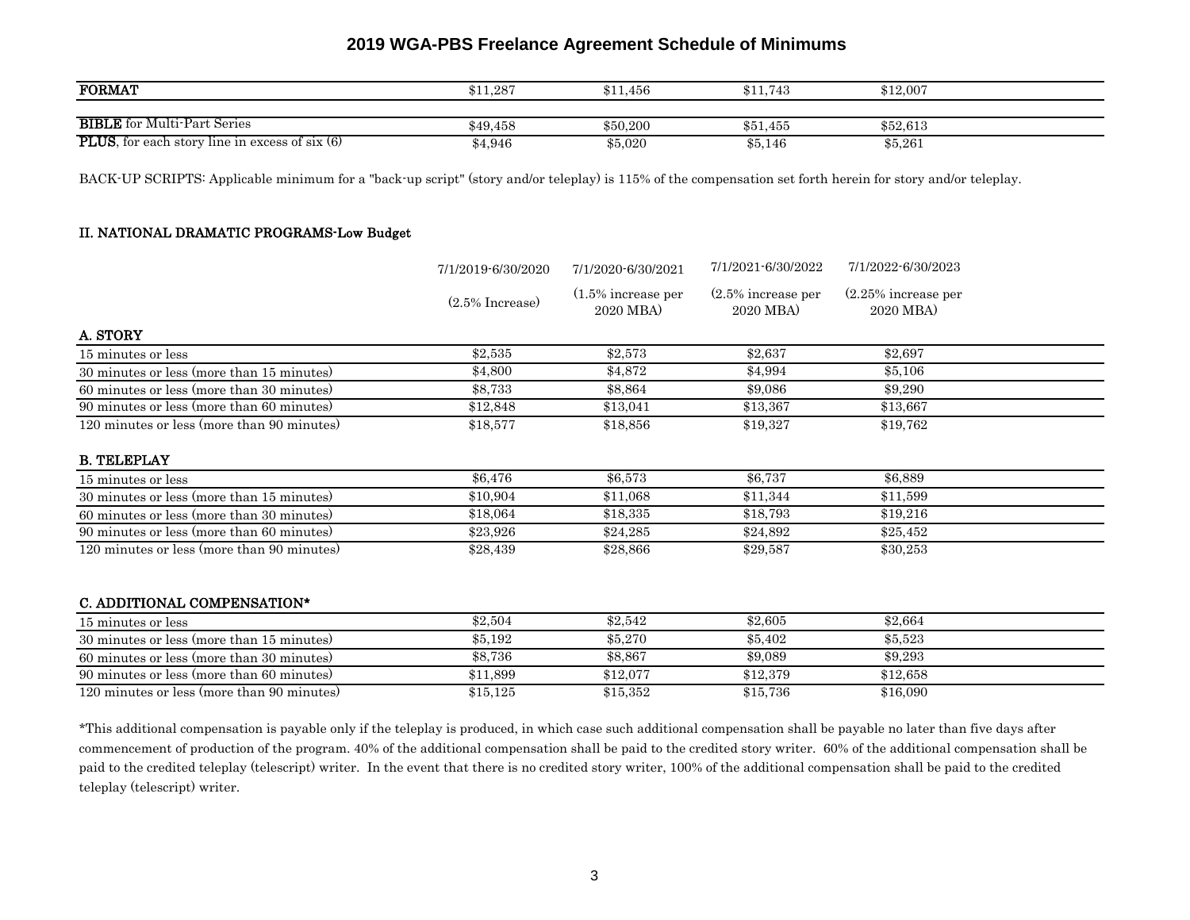## 2019 WGA-PBS Freelance Agreement Schedule of Minimums

| | | | | |
|---|---|---|---|---|
| **FORMAT** | $11,287 | $11,456 | $11,743 | $12,007 |
| | | | | |
| **BIBLE** for Multi-Part Series | $49,458 | $50,200 | $51,455 | $52,613 |
| **PLUS**, for each story line in excess of six (6) | $4,946 | $5,020 | $5,146 | $5,261 |

BACK-UP SCRIPTS: Applicable minimum for a "back-up script" (story and/or teleplay) is 115% of the compensation set forth herein for story and/or teleplay.

### II. NATIONAL DRAMATIC PROGRAMS-Low Budget

| | 7/1/2019-6/30/2020 (2.5% Increase) | 7/1/2020-6/30/2021 (1.5% increase per 2020 MBA) | 7/1/2021-6/30/2022 (2.5% increase per 2020 MBA) | 7/1/2022-6/30/2023 (2.25% increase per 2020 MBA) |
|---|---|---|---|---|
| **A. STORY** | | | | |
| 15 minutes or less | $2,535 | $2,573 | $2,637 | $2,697 |
| 30 minutes or less (more than 15 minutes) | $4,800 | $4,872 | $4,994 | $5,106 |
| 60 minutes or less (more than 30 minutes) | $8,733 | $8,864 | $9,086 | $9,290 |
| 90 minutes or less (more than 60 minutes) | $12,848 | $13,041 | $13,367 | $13,667 |
| 120 minutes or less (more than 90 minutes) | $18,577 | $18,856 | $19,327 | $19,762 |
| **B. TELEPLAY** | | | | |
| 15 minutes or less | $6,476 | $6,573 | $6,737 | $6,889 |
| 30 minutes or less (more than 15 minutes) | $10,904 | $11,068 | $11,344 | $11,599 |
| 60 minutes or less (more than 30 minutes) | $18,064 | $18,335 | $18,793 | $19,216 |
| 90 minutes or less (more than 60 minutes) | $23,926 | $24,285 | $24,892 | $25,452 |
| 120 minutes or less (more than 90 minutes) | $28,439 | $28,866 | $29,587 | $30,253 |
| **C. ADDITIONAL COMPENSATION*** | | | | |
| 15 minutes or less | $2,504 | $2,542 | $2,605 | $2,664 |
| 30 minutes or less (more than 15 minutes) | $5,192 | $5,270 | $5,402 | $5,523 |
| 60 minutes or less (more than 30 minutes) | $8,736 | $8,867 | $9,089 | $9,293 |
| 90 minutes or less (more than 60 minutes) | $11,899 | $12,077 | $12,379 | $12,658 |
| 120 minutes or less (more than 90 minutes) | $15,125 | $15,352 | $15,736 | $16,090 |

*This additional compensation is payable only if the teleplay is produced, in which case such additional compensation shall be payable no later than five days after commencement of production of the program. 40% of the additional compensation shall be paid to the credited story writer. 60% of the additional compensation shall be paid to the credited teleplay (telescript) writer. In the event that there is no credited story writer, 100% of the additional compensation shall be paid to the credited teleplay (telescript) writer.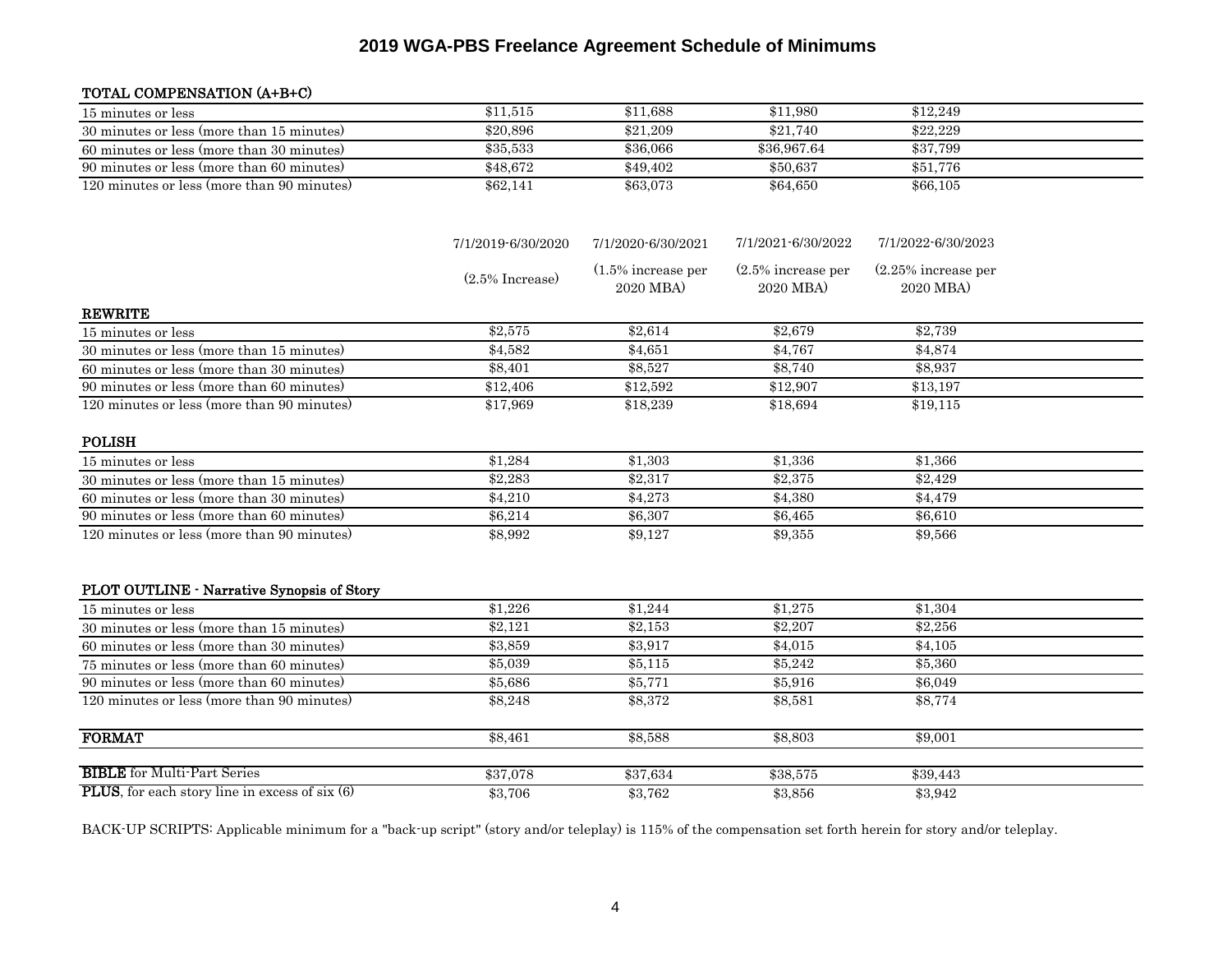## 2019 WGA-PBS Freelance Agreement Schedule of Minimums

**TOTAL COMPENSATION (A+B+C)**

| | | | | |
|---|---|---|---|---|
| 15 minutes or less | $11,515 | $11,688 | $11,980 | $12,249 |
| 30 minutes or less (more than 15 minutes) | $20,896 | $21,209 | $21,740 | $22,229 |
| 60 minutes or less (more than 30 minutes) | $35,533 | $36,066 | $36,967.64 | $37,799 |
| 90 minutes or less (more than 60 minutes) | $48,672 | $49,402 | $50,637 | $51,776 |
| 120 minutes or less (more than 90 minutes) | $62,141 | $63,073 | $64,650 | $66,105 |

| | 7/1/2019-6/30/2020 (2.5% Increase) | 7/1/2020-6/30/2021 (1.5% increase per 2020 MBA) | 7/1/2021-6/30/2022 (2.5% increase per 2020 MBA) | 7/1/2022-6/30/2023 (2.25% increase per 2020 MBA) |
|---|---|---|---|---|
| **REWRITE** | | | | |
| 15 minutes or less | $2,575 | $2,614 | $2,679 | $2,739 |
| 30 minutes or less (more than 15 minutes) | $4,582 | $4,651 | $4,767 | $4,874 |
| 60 minutes or less (more than 30 minutes) | $8,401 | $8,527 | $8,740 | $8,937 |
| 90 minutes or less (more than 60 minutes) | $12,406 | $12,592 | $12,907 | $13,197 |
| 120 minutes or less (more than 90 minutes) | $17,969 | $18,239 | $18,694 | $19,115 |
| **POLISH** | | | | |
| 15 minutes or less | $1,284 | $1,303 | $1,336 | $1,366 |
| 30 minutes or less (more than 15 minutes) | $2,283 | $2,317 | $2,375 | $2,429 |
| 60 minutes or less (more than 30 minutes) | $4,210 | $4,273 | $4,380 | $4,479 |
| 90 minutes or less (more than 60 minutes) | $6,214 | $6,307 | $6,465 | $6,610 |
| 120 minutes or less (more than 90 minutes) | $8,992 | $9,127 | $9,355 | $9,566 |
| **PLOT OUTLINE - Narrative Synopsis of Story** | | | | |
| 15 minutes or less | $1,226 | $1,244 | $1,275 | $1,304 |
| 30 minutes or less (more than 15 minutes) | $2,121 | $2,153 | $2,207 | $2,256 |
| 60 minutes or less (more than 30 minutes) | $3,859 | $3,917 | $4,015 | $4,105 |
| 75 minutes or less (more than 60 minutes) | $5,039 | $5,115 | $5,242 | $5,360 |
| 90 minutes or less (more than 60 minutes) | $5,686 | $5,771 | $5,916 | $6,049 |
| 120 minutes or less (more than 90 minutes) | $8,248 | $8,372 | $8,581 | $8,774 |
| **FORMAT** | $8,461 | $8,588 | $8,803 | $9,001 |
| **BIBLE** for Multi-Part Series | $37,078 | $37,634 | $38,575 | $39,443 |
| **PLUS**, for each story line in excess of six (6) | $3,706 | $3,762 | $3,856 | $3,942 |

BACK-UP SCRIPTS: Applicable minimum for a "back-up script" (story and/or teleplay) is 115% of the compensation set forth herein for story and/or teleplay.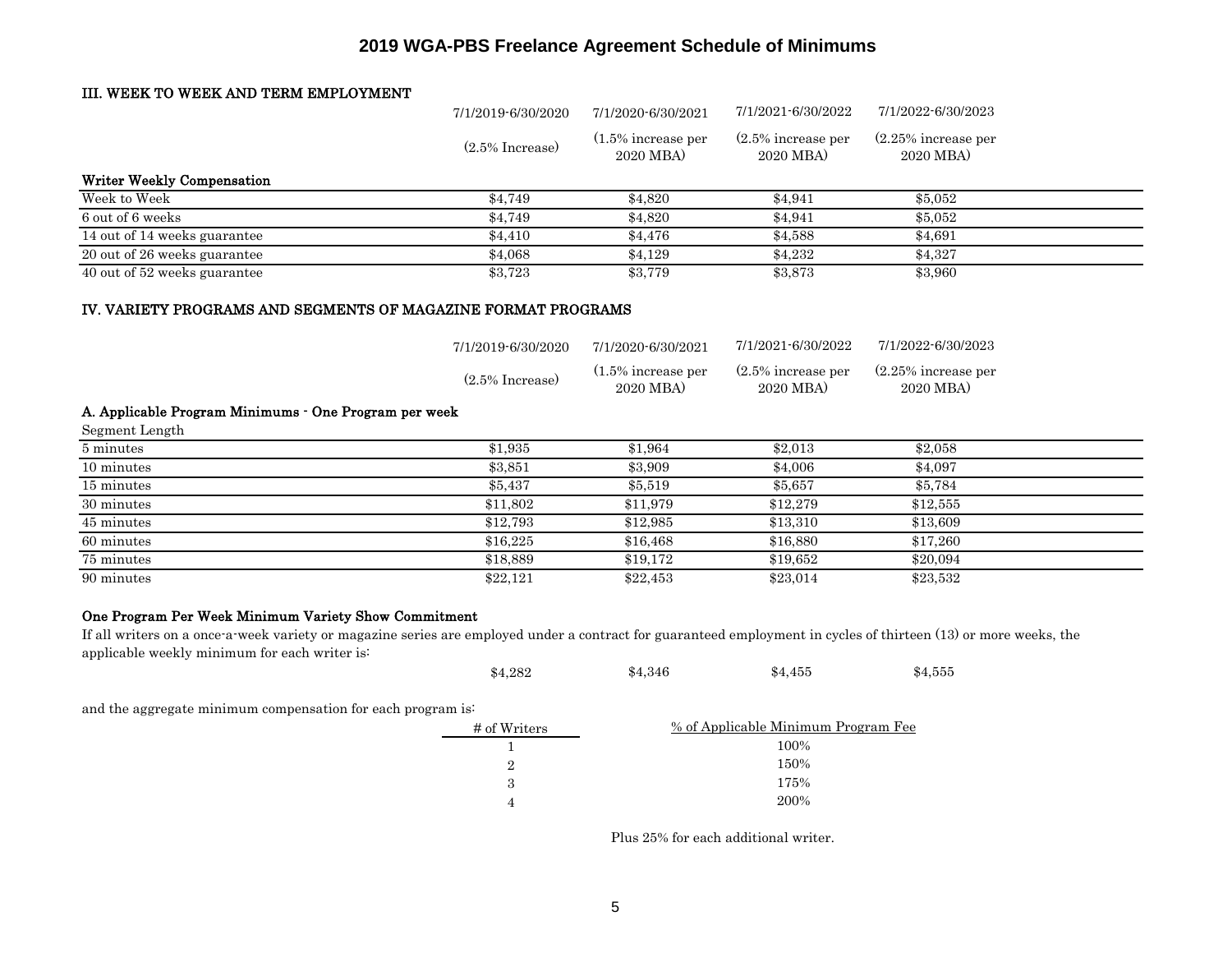# 2019 WGA-PBS Freelance Agreement Schedule of Minimums

## III. WEEK TO WEEK AND TERM EMPLOYMENT

| | 7/1/2019-6/30/2020 (2.5% Increase) | 7/1/2020-6/30/2021 (1.5% increase per 2020 MBA) | 7/1/2021-6/30/2022 (2.5% increase per 2020 MBA) | 7/1/2022-6/30/2023 (2.25% increase per 2020 MBA) |
|---|---|---|---|---|
| **Writer Weekly Compensation** | | | | |
| Week to Week | $4,749 | $4,820 | $4,941 | $5,052 |
| 6 out of 6 weeks | $4,749 | $4,820 | $4,941 | $5,052 |
| 14 out of 14 weeks guarantee | $4,410 | $4,476 | $4,588 | $4,691 |
| 20 out of 26 weeks guarantee | $4,068 | $4,129 | $4,232 | $4,327 |
| 40 out of 52 weeks guarantee | $3,723 | $3,779 | $3,873 | $3,960 |

## IV. VARIETY PROGRAMS AND SEGMENTS OF MAGAZINE FORMAT PROGRAMS

### A. Applicable Program Minimums - One Program per week

| Segment Length | 7/1/2019-6/30/2020 (2.5% Increase) | 7/1/2020-6/30/2021 (1.5% increase per 2020 MBA) | 7/1/2021-6/30/2022 (2.5% increase per 2020 MBA) | 7/1/2022-6/30/2023 (2.25% increase per 2020 MBA) |
|---|---|---|---|---|
| 5 minutes | $1,935 | $1,964 | $2,013 | $2,058 |
| 10 minutes | $3,851 | $3,909 | $4,006 | $4,097 |
| 15 minutes | $5,437 | $5,519 | $5,657 | $5,784 |
| 30 minutes | $11,802 | $11,979 | $12,279 | $12,555 |
| 45 minutes | $12,793 | $12,985 | $13,310 | $13,609 |
| 60 minutes | $16,225 | $16,468 | $16,880 | $17,260 |
| 75 minutes | $18,889 | $19,172 | $19,652 | $20,094 |
| 90 minutes | $22,121 | $22,453 | $23,014 | $23,532 |

### One Program Per Week Minimum Variety Show Commitment

If all writers on a once-a-week variety or magazine series are employed under a contract for guaranteed employment in cycles of thirteen (13) or more weeks, the applicable weekly minimum for each writer is:

| 7/1/2019-6/30/2020 | 7/1/2020-6/30/2021 | 7/1/2021-6/30/2022 | 7/1/2022-6/30/2023 |
|---|---|---|---|
| $4,282 | $4,346 | $4,455 | $4,555 |

and the aggregate minimum compensation for each program is:

| # of Writers | % of Applicable Minimum Program Fee |
|---|---|
| 1 | 100% |
| 2 | 150% |
| 3 | 175% |
| 4 | 200% |

Plus 25% for each additional writer.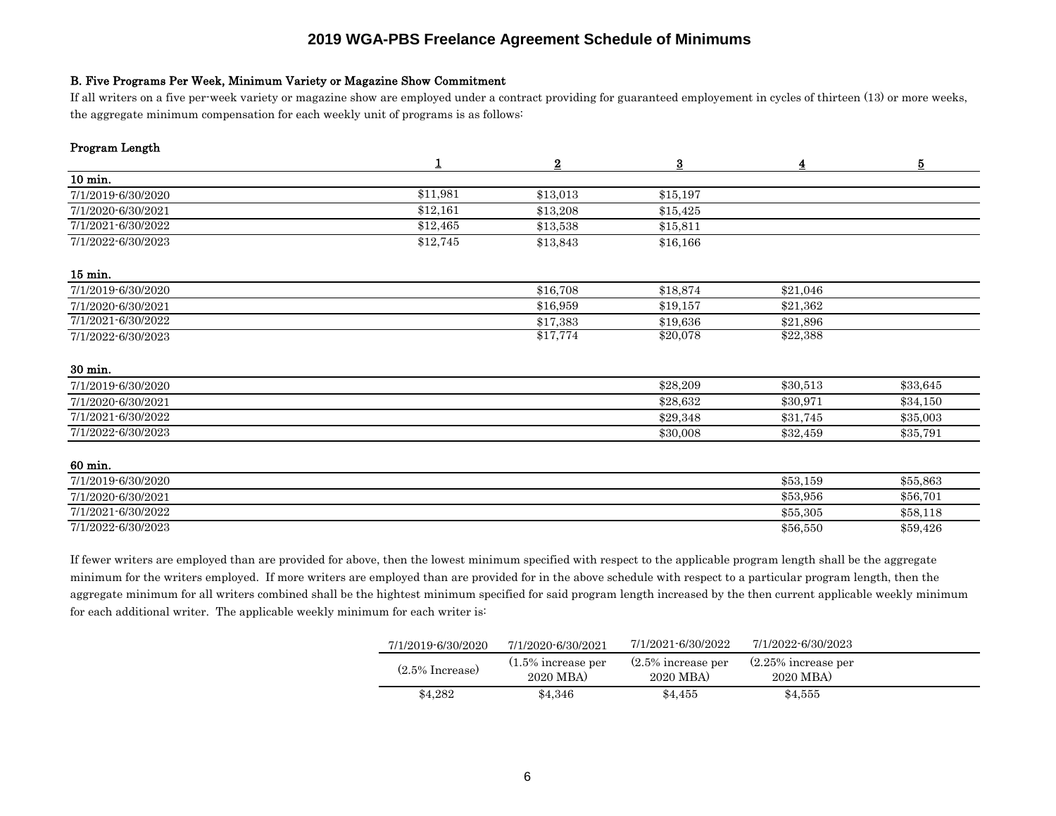# 2019 WGA-PBS Freelance Agreement Schedule of Minimums

### B. Five Programs Per Week, Minimum Variety or Magazine Show Commitment

If all writers on a five per-week variety or magazine show are employed under a contract providing for guaranteed employement in cycles of thirteen (13) or more weeks, the aggregate minimum compensation for each weekly unit of programs is as follows:

**Program Length**

| | 1 | 2 | 3 | 4 | 5 |
|---|---|---|---|---|---|
| **10 min.** | | | | | |
| 7/1/2019-6/30/2020 | $11,981 | $13,013 | $15,197 | | |
| 7/1/2020-6/30/2021 | $12,161 | $13,208 | $15,425 | | |
| 7/1/2021-6/30/2022 | $12,465 | $13,538 | $15,811 | | |
| 7/1/2022-6/30/2023 | $12,745 | $13,843 | $16,166 | | |
| **15 min.** | | | | | |
| 7/1/2019-6/30/2020 | | $16,708 | $18,874 | $21,046 | |
| 7/1/2020-6/30/2021 | | $16,959 | $19,157 | $21,362 | |
| 7/1/2021-6/30/2022 | | $17,383 | $19,636 | $21,896 | |
| 7/1/2022-6/30/2023 | | $17,774 | $20,078 | $22,388 | |
| **30 min.** | | | | | |
| 7/1/2019-6/30/2020 | | | $28,209 | $30,513 | $33,645 |
| 7/1/2020-6/30/2021 | | | $28,632 | $30,971 | $34,150 |
| 7/1/2021-6/30/2022 | | | $29,348 | $31,745 | $35,003 |
| 7/1/2022-6/30/2023 | | | $30,008 | $32,459 | $35,791 |
| **60 min.** | | | | | |
| 7/1/2019-6/30/2020 | | | | $53,159 | $55,863 |
| 7/1/2020-6/30/2021 | | | | $53,956 | $56,701 |
| 7/1/2021-6/30/2022 | | | | $55,305 | $58,118 |
| 7/1/2022-6/30/2023 | | | | $56,550 | $59,426 |

If fewer writers are employed than are provided for above, then the lowest minimum specified with respect to the applicable program length shall be the aggregate minimum for the writers employed. If more writers are employed than are provided for in the above schedule with respect to a particular program length, then the aggregate minimum for all writers combined shall be the hightest minimum specified for said program length increased by the then current applicable weekly minimum for each additional writer. The applicable weekly minimum for each writer is:

| 7/1/2019-6/30/2020 | 7/1/2020-6/30/2021 | 7/1/2021-6/30/2022 | 7/1/2022-6/30/2023 |
|---|---|---|---|
| (2.5% Increase) | (1.5% increase per 2020 MBA) | (2.5% increase per 2020 MBA) | (2.25% increase per 2020 MBA) |
| $4,282 | $4,346 | $4,455 | $4,555 |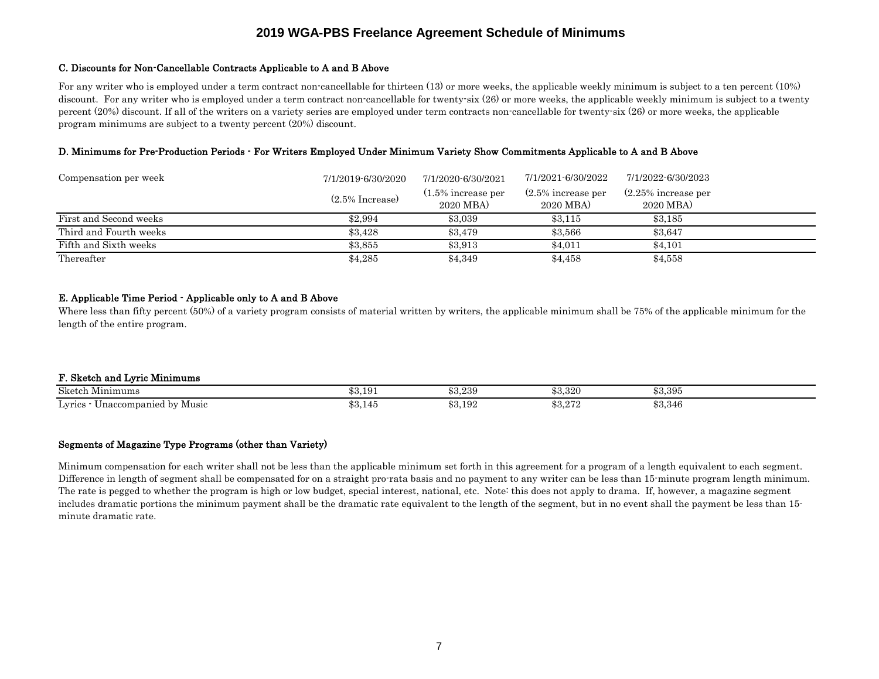# 2019 WGA-PBS Freelance Agreement Schedule of Minimums

### C. Discounts for Non-Cancellable Contracts Applicable to A and B Above

For any writer who is employed under a term contract non-cancellable for thirteen (13) or more weeks, the applicable weekly minimum is subject to a ten percent (10%) discount. For any writer who is employed under a term contract non-cancellable for twenty-six (26) or more weeks, the applicable weekly minimum is subject to a twenty percent (20%) discount. If all of the writers on a variety series are employed under term contracts non-cancellable for twenty-six (26) or more weeks, the applicable program minimums are subject to a twenty percent (20%) discount.

### D. Minimums for Pre-Production Periods - For Writers Employed Under Minimum Variety Show Commitments Applicable to A and B Above

| Compensation per week | 7/1/2019-6/30/2020 (2.5% Increase) | 7/1/2020-6/30/2021 (1.5% increase per 2020 MBA) | 7/1/2021-6/30/2022 (2.5% increase per 2020 MBA) | 7/1/2022-6/30/2023 (2.25% increase per 2020 MBA) |
|---|---|---|---|---|
| First and Second weeks | $2,994 | $3,039 | $3,115 | $3,185 |
| Third and Fourth weeks | $3,428 | $3,479 | $3,566 | $3,647 |
| Fifth and Sixth weeks | $3,855 | $3,913 | $4,011 | $4,101 |
| Thereafter | $4,285 | $4,349 | $4,458 | $4,558 |

### E. Applicable Time Period - Applicable only to A and B Above

Where less than fifty percent (50%) of a variety program consists of material written by writers, the applicable minimum shall be 75% of the applicable minimum for the length of the entire program.

### F. Sketch and Lyric Minimums

| | | | | |
|---|---|---|---|---|
| Sketch Minimums | $3,191 | $3,239 | $3,320 | $3,395 |
| Lyrics - Unaccompanied by Music | $3,145 | $3,192 | $3,272 | $3,346 |

### Segments of Magazine Type Programs (other than Variety)

Minimum compensation for each writer shall not be less than the applicable minimum set forth in this agreement for a program of a length equivalent to each segment. Difference in length of segment shall be compensated for on a straight pro-rata basis and no payment to any writer can be less than 15-minute program length minimum. The rate is pegged to whether the program is high or low budget, special interest, national, etc. Note: this does not apply to drama. If, however, a magazine segment includes dramatic portions the minimum payment shall be the dramatic rate equivalent to the length of the segment, but in no event shall the payment be less than 15-minute dramatic rate.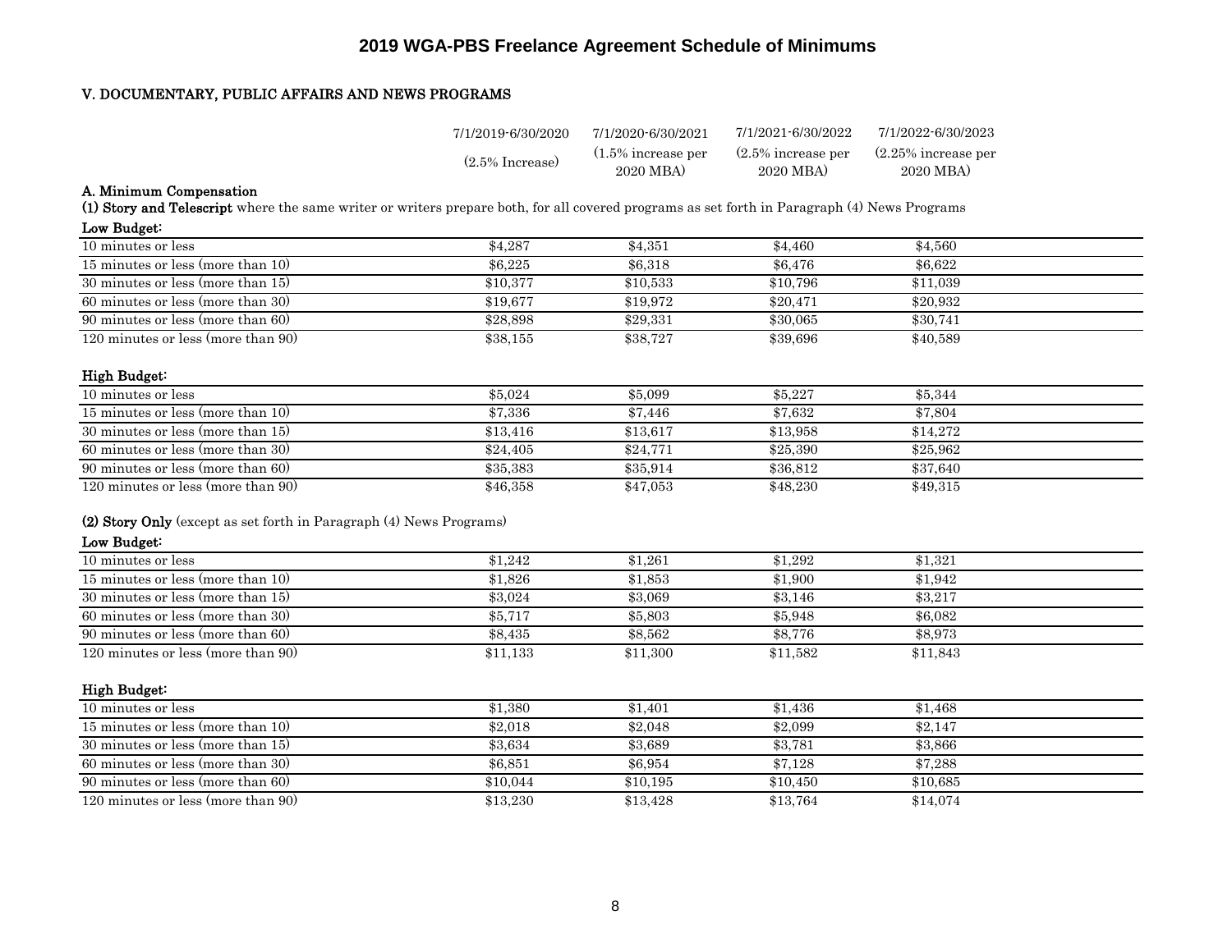# 2019 WGA-PBS Freelance Agreement Schedule of Minimums

## V. DOCUMENTARY, PUBLIC AFFAIRS AND NEWS PROGRAMS

| | 7/1/2019-6/30/2020 (2.5% Increase) | 7/1/2020-6/30/2021 (1.5% increase per 2020 MBA) | 7/1/2021-6/30/2022 (2.5% increase per 2020 MBA) | 7/1/2022-6/30/2023 (2.25% increase per 2020 MBA) |
|---|---|---|---|---|

### A. Minimum Compensation

**(1) Story and Telescript** where the same writer or writers prepare both, for all covered programs as set forth in Paragraph (4) News Programs

**Low Budget:**

| | 7/1/2019-6/30/2020 | 7/1/2020-6/30/2021 | 7/1/2021-6/30/2022 | 7/1/2022-6/30/2023 |
|---|---|---|---|---|
| 10 minutes or less | $4,287 | $4,351 | $4,460 | $4,560 |
| 15 minutes or less (more than 10) | $6,225 | $6,318 | $6,476 | $6,622 |
| 30 minutes or less (more than 15) | $10,377 | $10,533 | $10,796 | $11,039 |
| 60 minutes or less (more than 30) | $19,677 | $19,972 | $20,471 | $20,932 |
| 90 minutes or less (more than 60) | $28,898 | $29,331 | $30,065 | $30,741 |
| 120 minutes or less (more than 90) | $38,155 | $38,727 | $39,696 | $40,589 |

**High Budget:**

| | 7/1/2019-6/30/2020 | 7/1/2020-6/30/2021 | 7/1/2021-6/30/2022 | 7/1/2022-6/30/2023 |
|---|---|---|---|---|
| 10 minutes or less | $5,024 | $5,099 | $5,227 | $5,344 |
| 15 minutes or less (more than 10) | $7,336 | $7,446 | $7,632 | $7,804 |
| 30 minutes or less (more than 15) | $13,416 | $13,617 | $13,958 | $14,272 |
| 60 minutes or less (more than 30) | $24,405 | $24,771 | $25,390 | $25,962 |
| 90 minutes or less (more than 60) | $35,383 | $35,914 | $36,812 | $37,640 |
| 120 minutes or less (more than 90) | $46,358 | $47,053 | $48,230 | $49,315 |

**(2) Story Only** (except as set forth in Paragraph (4) News Programs)

**Low Budget:**

| | 7/1/2019-6/30/2020 | 7/1/2020-6/30/2021 | 7/1/2021-6/30/2022 | 7/1/2022-6/30/2023 |
|---|---|---|---|---|
| 10 minutes or less | $1,242 | $1,261 | $1,292 | $1,321 |
| 15 minutes or less (more than 10) | $1,826 | $1,853 | $1,900 | $1,942 |
| 30 minutes or less (more than 15) | $3,024 | $3,069 | $3,146 | $3,217 |
| 60 minutes or less (more than 30) | $5,717 | $5,803 | $5,948 | $6,082 |
| 90 minutes or less (more than 60) | $8,435 | $8,562 | $8,776 | $8,973 |
| 120 minutes or less (more than 90) | $11,133 | $11,300 | $11,582 | $11,843 |

**High Budget:**

| | 7/1/2019-6/30/2020 | 7/1/2020-6/30/2021 | 7/1/2021-6/30/2022 | 7/1/2022-6/30/2023 |
|---|---|---|---|---|
| 10 minutes or less | $1,380 | $1,401 | $1,436 | $1,468 |
| 15 minutes or less (more than 10) | $2,018 | $2,048 | $2,099 | $2,147 |
| 30 minutes or less (more than 15) | $3,634 | $3,689 | $3,781 | $3,866 |
| 60 minutes or less (more than 30) | $6,851 | $6,954 | $7,128 | $7,288 |
| 90 minutes or less (more than 60) | $10,044 | $10,195 | $10,450 | $10,685 |
| 120 minutes or less (more than 90) | $13,230 | $13,428 | $13,764 | $14,074 |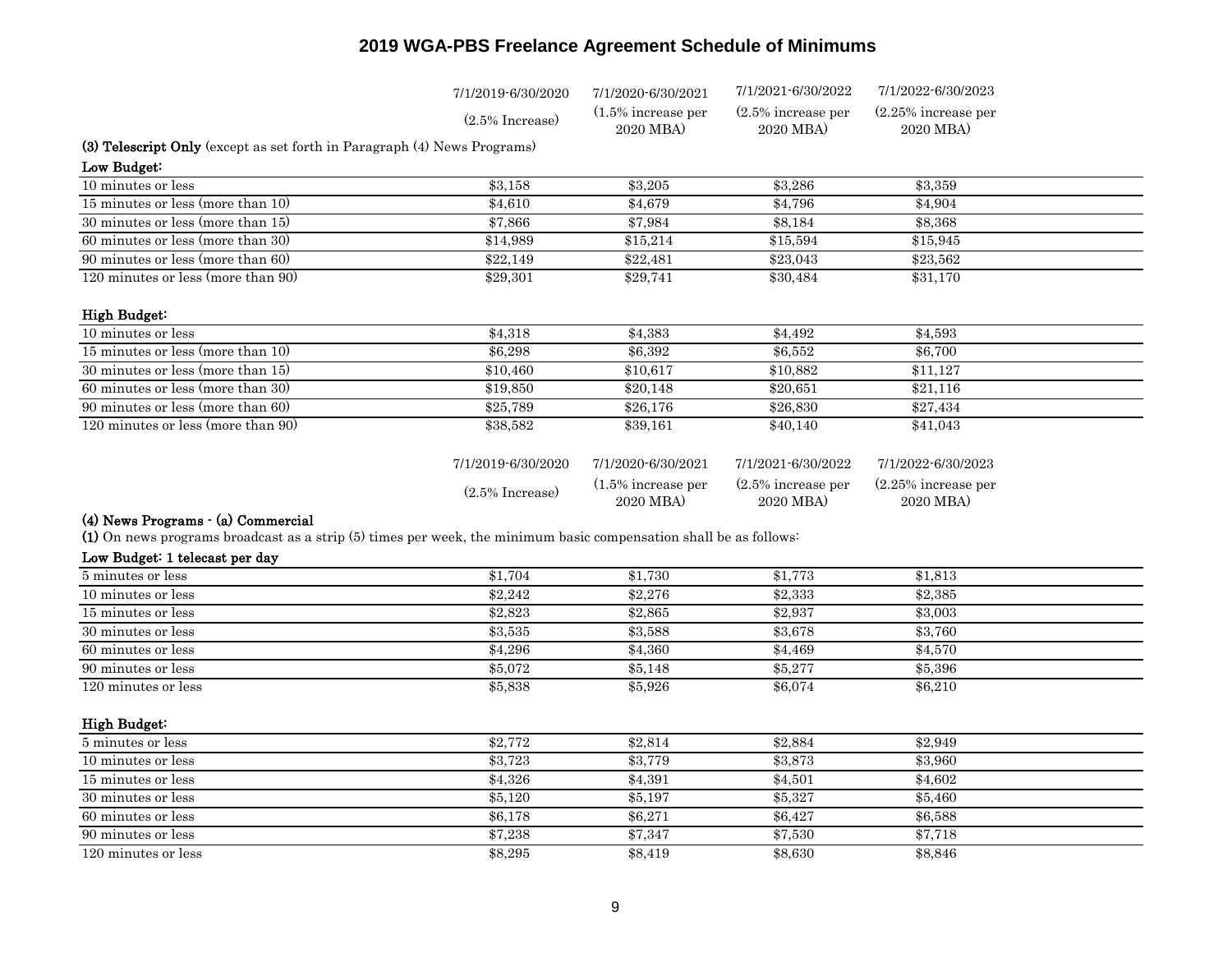# 2019 WGA-PBS Freelance Agreement Schedule of Minimums

| | 7/1/2019-6/30/2020 (2.5% Increase) | 7/1/2020-6/30/2021 (1.5% increase per 2020 MBA) | 7/1/2021-6/30/2022 (2.5% increase per 2020 MBA) | 7/1/2022-6/30/2023 (2.25% increase per 2020 MBA) |
|---|---|---|---|---|
| **(3) Telescript Only** (except as set forth in Paragraph (4) News Programs) | | | | |
| **Low Budget:** | | | | |
| 10 minutes or less | $3,158 | $3,205 | $3,286 | $3,359 |
| 15 minutes or less (more than 10) | $4,610 | $4,679 | $4,796 | $4,904 |
| 30 minutes or less (more than 15) | $7,866 | $7,984 | $8,184 | $8,368 |
| 60 minutes or less (more than 30) | $14,989 | $15,214 | $15,594 | $15,945 |
| 90 minutes or less (more than 60) | $22,149 | $22,481 | $23,043 | $23,562 |
| 120 minutes or less (more than 90) | $29,301 | $29,741 | $30,484 | $31,170 |
| **High Budget:** | | | | |
| 10 minutes or less | $4,318 | $4,383 | $4,492 | $4,593 |
| 15 minutes or less (more than 10) | $6,298 | $6,392 | $6,552 | $6,700 |
| 30 minutes or less (more than 15) | $10,460 | $10,617 | $10,882 | $11,127 |
| 60 minutes or less (more than 30) | $19,850 | $20,148 | $20,651 | $21,116 |
| 90 minutes or less (more than 60) | $25,789 | $26,176 | $26,830 | $27,434 |
| 120 minutes or less (more than 90) | $38,582 | $39,161 | $40,140 | $41,043 |

**(4) News Programs - (a) Commercial**

**(1)** On news programs broadcast as a strip (5) times per week, the minimum basic compensation shall be as follows:

| | 7/1/2019-6/30/2020 (2.5% Increase) | 7/1/2020-6/30/2021 (1.5% increase per 2020 MBA) | 7/1/2021-6/30/2022 (2.5% increase per 2020 MBA) | 7/1/2022-6/30/2023 (2.25% increase per 2020 MBA) |
|---|---|---|---|---|
| **Low Budget: 1 telecast per day** | | | | |
| 5 minutes or less | $1,704 | $1,730 | $1,773 | $1,813 |
| 10 minutes or less | $2,242 | $2,276 | $2,333 | $2,385 |
| 15 minutes or less | $2,823 | $2,865 | $2,937 | $3,003 |
| 30 minutes or less | $3,535 | $3,588 | $3,678 | $3,760 |
| 60 minutes or less | $4,296 | $4,360 | $4,469 | $4,570 |
| 90 minutes or less | $5,072 | $5,148 | $5,277 | $5,396 |
| 120 minutes or less | $5,838 | $5,926 | $6,074 | $6,210 |
| **High Budget:** | | | | |
| 5 minutes or less | $2,772 | $2,814 | $2,884 | $2,949 |
| 10 minutes or less | $3,723 | $3,779 | $3,873 | $3,960 |
| 15 minutes or less | $4,326 | $4,391 | $4,501 | $4,602 |
| 30 minutes or less | $5,120 | $5,197 | $5,327 | $5,460 |
| 60 minutes or less | $6,178 | $6,271 | $6,427 | $6,588 |
| 90 minutes or less | $7,238 | $7,347 | $7,530 | $7,718 |
| 120 minutes or less | $8,295 | $8,419 | $8,630 | $8,846 |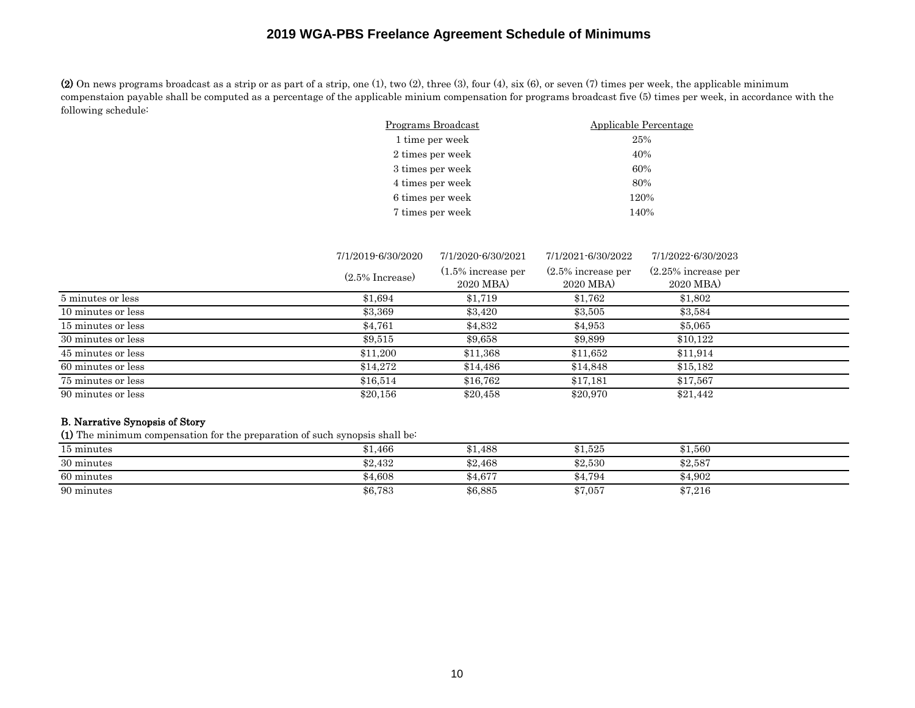## 2019 WGA-PBS Freelance Agreement Schedule of Minimums

**(2)** On news programs broadcast as a strip or as part of a strip, one (1), two (2), three (3), four (4), six (6), or seven (7) times per week, the applicable minimum compenstaion payable shall be computed as a percentage of the applicable minium compensation for programs broadcast five (5) times per week, in accordance with the following schedule:

| Programs Broadcast | Applicable Percentage |
| --- | --- |
| 1 time per week | 25% |
| 2 times per week | 40% |
| 3 times per week | 60% |
| 4 times per week | 80% |
| 6 times per week | 120% |
| 7 times per week | 140% |

| | 7/1/2019-6/30/2020 (2.5% Increase) | 7/1/2020-6/30/2021 (1.5% increase per 2020 MBA) | 7/1/2021-6/30/2022 (2.5% increase per 2020 MBA) | 7/1/2022-6/30/2023 (2.25% increase per 2020 MBA) |
| --- | --- | --- | --- | --- |
| 5 minutes or less | $1,694 | $1,719 | $1,762 | $1,802 |
| 10 minutes or less | $3,369 | $3,420 | $3,505 | $3,584 |
| 15 minutes or less | $4,761 | $4,832 | $4,953 | $5,065 |
| 30 minutes or less | $9,515 | $9,658 | $9,899 | $10,122 |
| 45 minutes or less | $11,200 | $11,368 | $11,652 | $11,914 |
| 60 minutes or less | $14,272 | $14,486 | $14,848 | $15,182 |
| 75 minutes or less | $16,514 | $16,762 | $17,181 | $17,567 |
| 90 minutes or less | $20,156 | $20,458 | $20,970 | $21,442 |

**B. Narrative Synopsis of Story**

**(1)** The minimum compensation for the preparation of such synopsis shall be:

| | 7/1/2019-6/30/2020 | 7/1/2020-6/30/2021 | 7/1/2021-6/30/2022 | 7/1/2022-6/30/2023 |
| --- | --- | --- | --- | --- |
| 15 minutes | $1,466 | $1,488 | $1,525 | $1,560 |
| 30 minutes | $2,432 | $2,468 | $2,530 | $2,587 |
| 60 minutes | $4,608 | $4,677 | $4,794 | $4,902 |
| 90 minutes | $6,783 | $6,885 | $7,057 | $7,216 |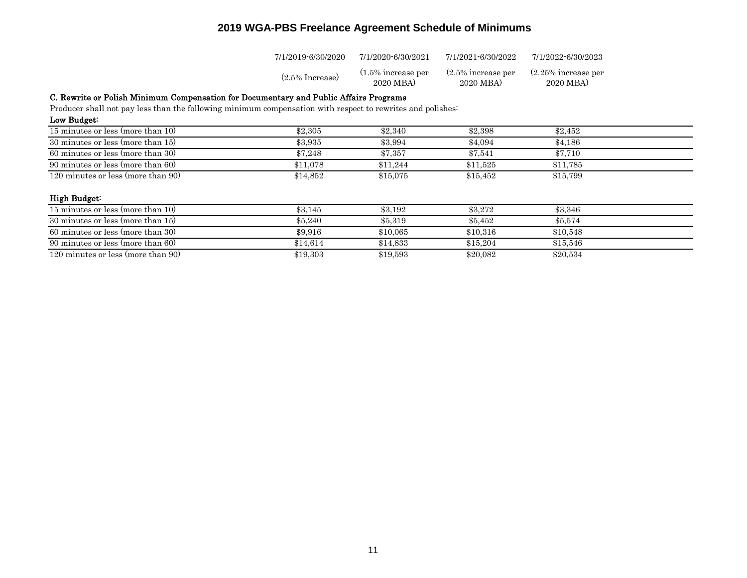# 2019 WGA-PBS Freelance Agreement Schedule of Minimums

## C. Rewrite or Polish Minimum Compensation for Documentary and Public Affairs Programs

Producer shall not pay less than the following minimum compensation with respect to rewrites and polishes:

| | 7/1/2019-6/30/2020 (2.5% Increase) | 7/1/2020-6/30/2021 (1.5% increase per 2020 MBA) | 7/1/2021-6/30/2022 (2.5% increase per 2020 MBA) | 7/1/2022-6/30/2023 (2.25% increase per 2020 MBA) |
|---|---|---|---|---|
| **Low Budget:** | | | | |
| 15 minutes or less (more than 10) | $2,305 | $2,340 | $2,398 | $2,452 |
| 30 minutes or less (more than 15) | $3,935 | $3,994 | $4,094 | $4,186 |
| 60 minutes or less (more than 30) | $7,248 | $7,357 | $7,541 | $7,710 |
| 90 minutes or less (more than 60) | $11,078 | $11,244 | $11,525 | $11,785 |
| 120 minutes or less (more than 90) | $14,852 | $15,075 | $15,452 | $15,799 |
| **High Budget:** | | | | |
| 15 minutes or less (more than 10) | $3,145 | $3,192 | $3,272 | $3,346 |
| 30 minutes or less (more than 15) | $5,240 | $5,319 | $5,452 | $5,574 |
| 60 minutes or less (more than 30) | $9,916 | $10,065 | $10,316 | $10,548 |
| 90 minutes or less (more than 60) | $14,614 | $14,833 | $15,204 | $15,546 |
| 120 minutes or less (more than 90) | $19,303 | $19,593 | $20,082 | $20,534 |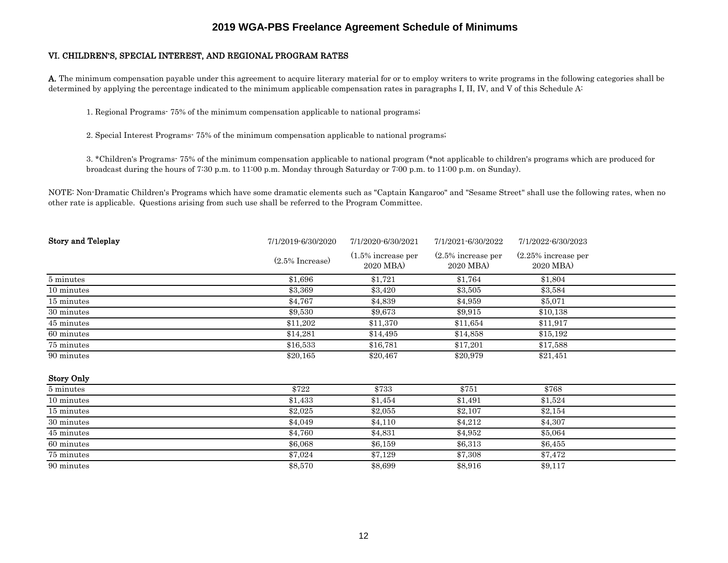# 2019 WGA-PBS Freelance Agreement Schedule of Minimums

## VI. CHILDREN'S, SPECIAL INTEREST, AND REGIONAL PROGRAM RATES

**A.** The minimum compensation payable under this agreement to acquire literary material for or to employ writers to write programs in the following categories shall be determined by applying the percentage indicated to the minimum applicable compensation rates in paragraphs I, II, IV, and V of this Schedule A:

1. Regional Programs- 75% of the minimum compensation applicable to national programs;

2. Special Interest Programs- 75% of the minimum compensation applicable to national programs;

3. *Children's Programs- 75% of the minimum compensation applicable to national program (*not applicable to children's programs which are produced for broadcast during the hours of 7:30 p.m. to 11:00 p.m. Monday through Saturday or 7:00 p.m. to 11:00 p.m. on Sunday).

NOTE: Non-Dramatic Children's Programs which have some dramatic elements such as "Captain Kangaroo" and "Sesame Street" shall use the following rates, when no other rate is applicable. Questions arising from such use shall be referred to the Program Committee.

| **Story and Teleplay** | 7/1/2019-6/30/2020 | 7/1/2020-6/30/2021 | 7/1/2021-6/30/2022 | 7/1/2022-6/30/2023 |
|---|---|---|---|---|
| | (2.5% Increase) | (1.5% increase per 2020 MBA) | (2.5% increase per 2020 MBA) | (2.25% increase per 2020 MBA) |
| 5 minutes | $1,696 | $1,721 | $1,764 | $1,804 |
| 10 minutes | $3,369 | $3,420 | $3,505 | $3,584 |
| 15 minutes | $4,767 | $4,839 | $4,959 | $5,071 |
| 30 minutes | $9,530 | $9,673 | $9,915 | $10,138 |
| 45 minutes | $11,202 | $11,370 | $11,654 | $11,917 |
| 60 minutes | $14,281 | $14,495 | $14,858 | $15,192 |
| 75 minutes | $16,533 | $16,781 | $17,201 | $17,588 |
| 90 minutes | $20,165 | $20,467 | $20,979 | $21,451 |
| **Story Only** | | | | |
| 5 minutes | $722 | $733 | $751 | $768 |
| 10 minutes | $1,433 | $1,454 | $1,491 | $1,524 |
| 15 minutes | $2,025 | $2,055 | $2,107 | $2,154 |
| 30 minutes | $4,049 | $4,110 | $4,212 | $4,307 |
| 45 minutes | $4,760 | $4,831 | $4,952 | $5,064 |
| 60 minutes | $6,068 | $6,159 | $6,313 | $6,455 |
| 75 minutes | $7,024 | $7,129 | $7,308 | $7,472 |
| 90 minutes | $8,570 | $8,699 | $8,916 | $9,117 |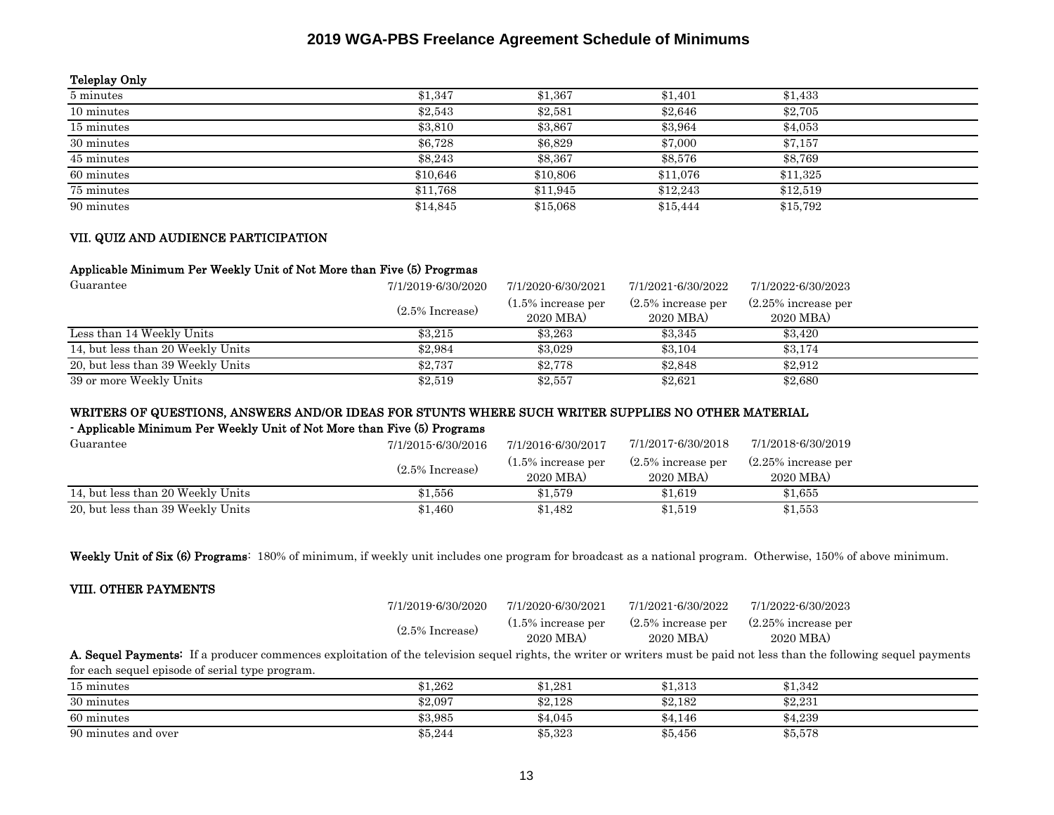# 2019 WGA-PBS Freelance Agreement Schedule of Minimums

**Teleplay Only**

| | | | | |
|---|---|---|---|---|
| 5 minutes | $1,347 | $1,367 | $1,401 | $1,433 |
| 10 minutes | $2,543 | $2,581 | $2,646 | $2,705 |
| 15 minutes | $3,810 | $3,867 | $3,964 | $4,053 |
| 30 minutes | $6,728 | $6,829 | $7,000 | $7,157 |
| 45 minutes | $8,243 | $8,367 | $8,576 | $8,769 |
| 60 minutes | $10,646 | $10,806 | $11,076 | $11,325 |
| 75 minutes | $11,768 | $11,945 | $12,243 | $12,519 |
| 90 minutes | $14,845 | $15,068 | $15,444 | $15,792 |

**VII. QUIZ AND AUDIENCE PARTICIPATION**

**Applicable Minimum Per Weekly Unit of Not More than Five (5) Progrmas**

| Guarantee | 7/1/2019-6/30/2020 (2.5% Increase) | 7/1/2020-6/30/2021 (1.5% increase per 2020 MBA) | 7/1/2021-6/30/2022 (2.5% increase per 2020 MBA) | 7/1/2022-6/30/2023 (2.25% increase per 2020 MBA) |
|---|---|---|---|---|
| Less than 14 Weekly Units | $3,215 | $3,263 | $3,345 | $3,420 |
| 14, but less than 20 Weekly Units | $2,984 | $3,029 | $3,104 | $3,174 |
| 20, but less than 39 Weekly Units | $2,737 | $2,778 | $2,848 | $2,912 |
| 39 or more Weekly Units | $2,519 | $2,557 | $2,621 | $2,680 |

**WRITERS OF QUESTIONS, ANSWERS AND/OR IDEAS FOR STUNTS WHERE SUCH WRITER SUPPLIES NO OTHER MATERIAL**
**- Applicable Minimum Per Weekly Unit of Not More than Five (5) Programs**

| Guarantee | 7/1/2015-6/30/2016 (2.5% Increase) | 7/1/2016-6/30/2017 (1.5% increase per 2020 MBA) | 7/1/2017-6/30/2018 (2.5% increase per 2020 MBA) | 7/1/2018-6/30/2019 (2.25% increase per 2020 MBA) |
|---|---|---|---|---|
| 14, but less than 20 Weekly Units | $1,556 | $1,579 | $1,619 | $1,655 |
| 20, but less than 39 Weekly Units | $1,460 | $1,482 | $1,519 | $1,553 |

**Weekly Unit of Six (6) Programs**: 180% of minimum, if weekly unit includes one program for broadcast as a national program. Otherwise, 150% of above minimum.

**VIII. OTHER PAYMENTS**

**A. Sequel Payments**: If a producer commences exploitation of the television sequel rights, the writer or writers must be paid not less than the following sequel payments for each sequel episode of serial type program.

| | 7/1/2019-6/30/2020 (2.5% Increase) | 7/1/2020-6/30/2021 (1.5% increase per 2020 MBA) | 7/1/2021-6/30/2022 (2.5% increase per 2020 MBA) | 7/1/2022-6/30/2023 (2.25% increase per 2020 MBA) |
|---|---|---|---|---|
| 15 minutes | $1,262 | $1,281 | $1,313 | $1,342 |
| 30 minutes | $2,097 | $2,128 | $2,182 | $2,231 |
| 60 minutes | $3,985 | $4,045 | $4,146 | $4,239 |
| 90 minutes and over | $5,244 | $5,323 | $5,456 | $5,578 |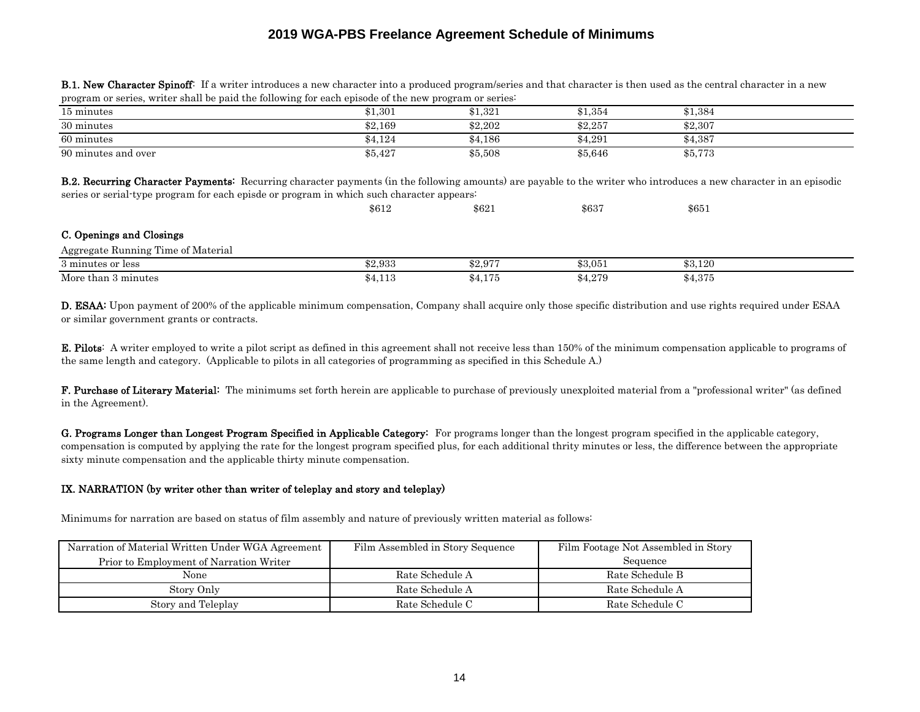# 2019 WGA-PBS Freelance Agreement Schedule of Minimums

**B.1. New Character Spinoff**: If a writer introduces a new character into a produced program/series and that character is then used as the central character in a new program or series, writer shall be paid the following for each episode of the new program or series:

| | | | | |
|---|---|---|---|---|
| 15 minutes | $1,301 | $1,321 | $1,354 | $1,384 |
| 30 minutes | $2,169 | $2,202 | $2,257 | $2,307 |
| 60 minutes | $4,124 | $4,186 | $4,291 | $4,387 |
| 90 minutes and over | $5,427 | $5,508 | $5,646 | $5,773 |

**B.2. Recurring Character Payments**: Recurring character payments (in the following amounts) are payable to the writer who introduces a new character in an episodic series or serial-type program for each episde or program in which such character appears:

| | | | |
|---|---|---|---|
| $612 | $621 | $637 | $651 |

**C. Openings and Closings**

| Aggregate Running Time of Material | | | | |
|---|---|---|---|---|
| 3 minutes or less | $2,933 | $2,977 | $3,051 | $3,120 |
| More than 3 minutes | $4,113 | $4,175 | $4,279 | $4,375 |

**D. ESAA:** Upon payment of 200% of the applicable minimum compensation, Company shall acquire only those specific distribution and use rights required under ESAA or similar government grants or contracts.

**E. Pilots**: A writer employed to write a pilot script as defined in this agreement shall not receive less than 150% of the minimum compensation applicable to programs of the same length and category. (Applicable to pilots in all categories of programming as specified in this Schedule A.)

**F. Purchase of Literary Material**: The minimums set forth herein are applicable to purchase of previously unexploited material from a "professional writer" (as defined in the Agreement).

**G. Programs Longer than Longest Program Specified in Applicable Category**: For programs longer than the longest program specified in the applicable category, compensation is computed by applying the rate for the longest program specified plus, for each additional thrity minutes or less, the difference between the appropriate sixty minute compensation and the applicable thirty minute compensation.

**IX. NARRATION (by writer other than writer of teleplay and story and teleplay)**

Minimums for narration are based on status of film assembly and nature of previously written material as follows:

| Narration of Material Written Under WGA Agreement Prior to Employment of Narration Writer | Film Assembled in Story Sequence | Film Footage Not Assembled in Story Sequence |
|---|---|---|
| None | Rate Schedule A | Rate Schedule B |
| Story Only | Rate Schedule A | Rate Schedule A |
| Story and Teleplay | Rate Schedule C | Rate Schedule C |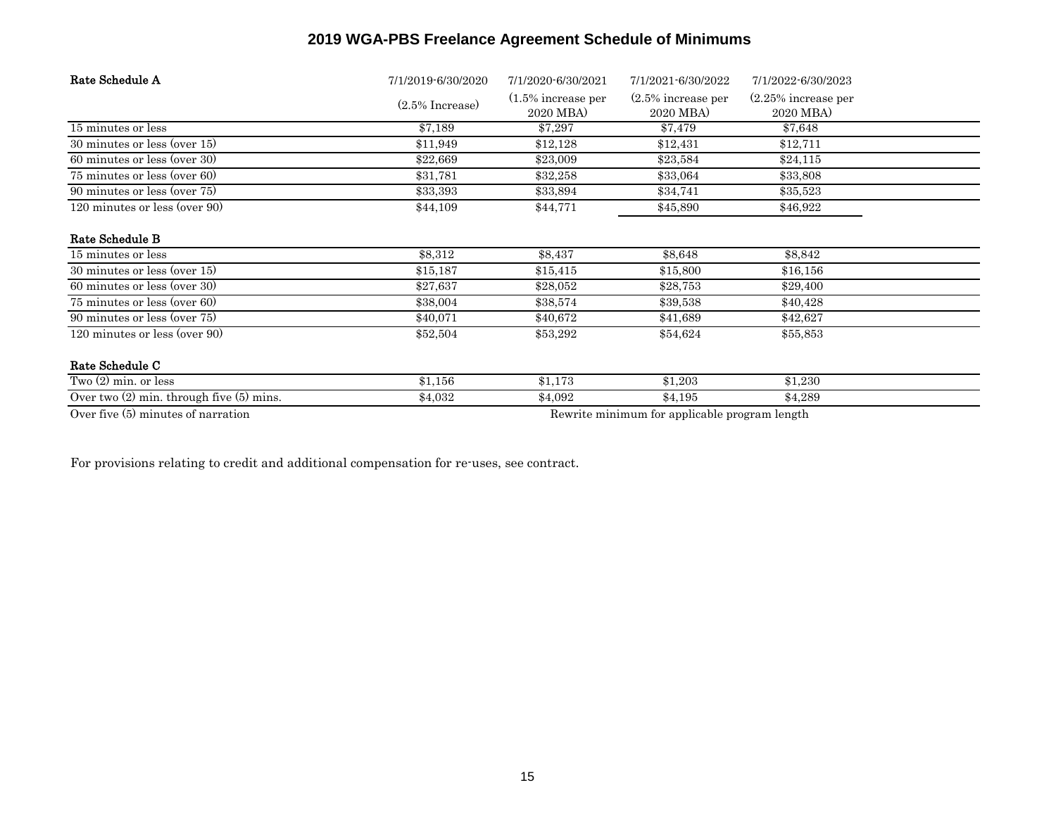# 2019 WGA-PBS Freelance Agreement Schedule of Minimums

| Rate Schedule A | 7/1/2019-6/30/2020 (2.5% Increase) | 7/1/2020-6/30/2021 (1.5% increase per 2020 MBA) | 7/1/2021-6/30/2022 (2.5% increase per 2020 MBA) | 7/1/2022-6/30/2023 (2.25% increase per 2020 MBA) |
|---|---|---|---|---|
| 15 minutes or less | $7,189 | $7,297 | $7,479 | $7,648 |
| 30 minutes or less (over 15) | $11,949 | $12,128 | $12,431 | $12,711 |
| 60 minutes or less (over 30) | $22,669 | $23,009 | $23,584 | $24,115 |
| 75 minutes or less (over 60) | $31,781 | $32,258 | $33,064 | $33,808 |
| 90 minutes or less (over 75) | $33,393 | $33,894 | $34,741 | $35,523 |
| 120 minutes or less (over 90) | $44,109 | $44,771 | $45,890 | $46,922 |
| **Rate Schedule B** | | | | |
| 15 minutes or less | $8,312 | $8,437 | $8,648 | $8,842 |
| 30 minutes or less (over 15) | $15,187 | $15,415 | $15,800 | $16,156 |
| 60 minutes or less (over 30) | $27,637 | $28,052 | $28,753 | $29,400 |
| 75 minutes or less (over 60) | $38,004 | $38,574 | $39,538 | $40,428 |
| 90 minutes or less (over 75) | $40,071 | $40,672 | $41,689 | $42,627 |
| 120 minutes or less (over 90) | $52,504 | $53,292 | $54,624 | $55,853 |
| **Rate Schedule C** | | | | |
| Two (2) min. or less | $1,156 | $1,173 | $1,203 | $1,230 |
| Over two (2) min. through five (5) mins. | $4,032 | $4,092 | $4,195 | $4,289 |
| Over five (5) minutes of narration | | Rewrite minimum for applicable program length | | |

For provisions relating to credit and additional compensation for re-uses, see contract.